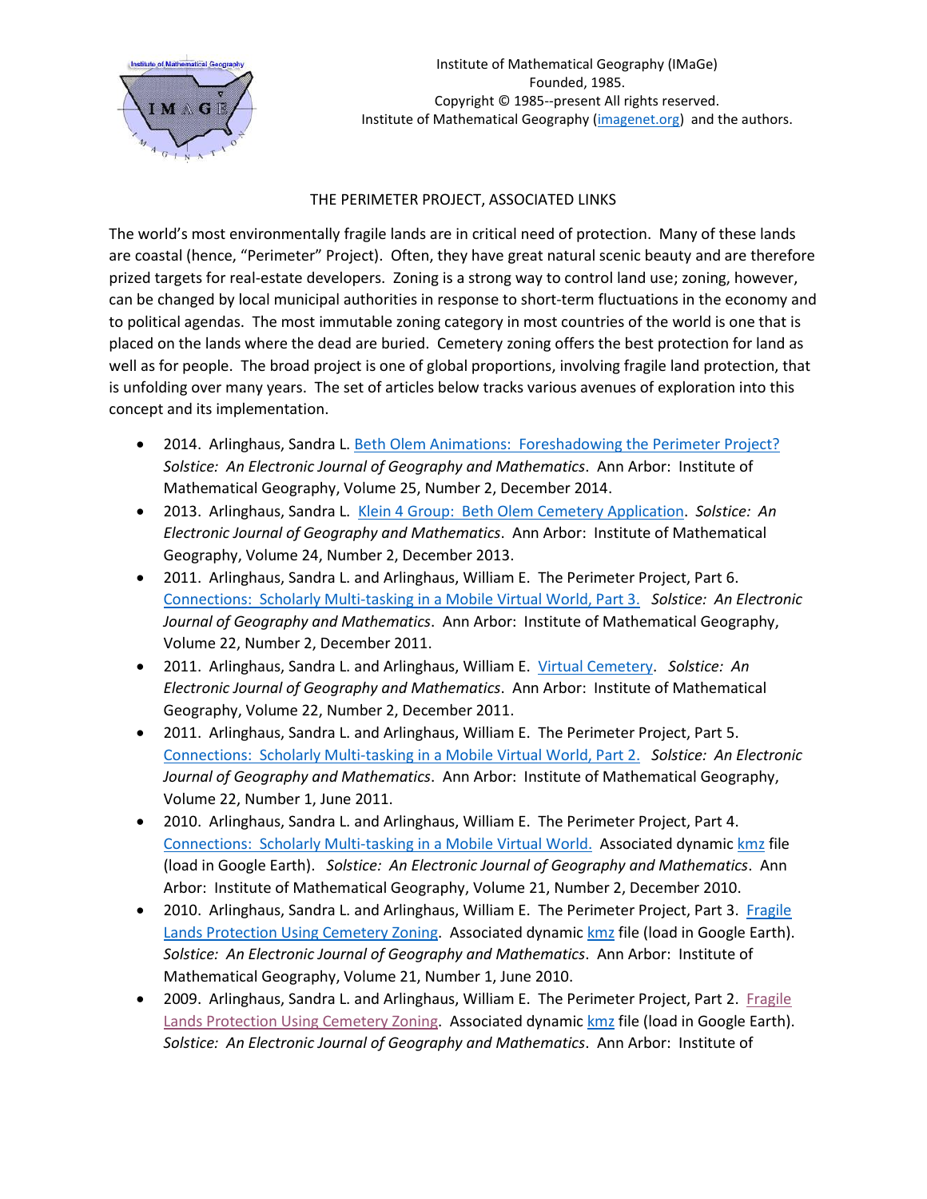Institute of Mathematical Geography (IMaGe)
Founded, 1985.
Copyright © 1985--present All rights reserved.
Institute of Mathematical Geography (imagenet.org) and the authors.

## THE PERIMETER PROJECT, ASSOCIATED LINKS

The world's most environmentally fragile lands are in critical need of protection. Many of these lands are coastal (hence, "Perimeter" Project). Often, they have great natural scenic beauty and are therefore prized targets for real-estate developers. Zoning is a strong way to control land use; zoning, however, can be changed by local municipal authorities in response to short-term fluctuations in the economy and to political agendas. The most immutable zoning category in most countries of the world is one that is placed on the lands where the dead are buried. Cemetery zoning offers the best protection for land as well as for people. The broad project is one of global proportions, involving fragile land protection, that is unfolding over many years. The set of articles below tracks various avenues of exploration into this concept and its implementation.

- 2014. Arlinghaus, Sandra L. Beth Olem Animations: Foreshadowing the Perimeter Project? *Solstice: An Electronic Journal of Geography and Mathematics*. Ann Arbor: Institute of Mathematical Geography, Volume 25, Number 2, December 2014.
- 2013. Arlinghaus, Sandra L. Klein 4 Group: Beth Olem Cemetery Application. *Solstice: An Electronic Journal of Geography and Mathematics*. Ann Arbor: Institute of Mathematical Geography, Volume 24, Number 2, December 2013.
- 2011. Arlinghaus, Sandra L. and Arlinghaus, William E. The Perimeter Project, Part 6. Connections: Scholarly Multi-tasking in a Mobile Virtual World, Part 3. *Solstice: An Electronic Journal of Geography and Mathematics*. Ann Arbor: Institute of Mathematical Geography, Volume 22, Number 2, December 2011.
- 2011. Arlinghaus, Sandra L. and Arlinghaus, William E. Virtual Cemetery. *Solstice: An Electronic Journal of Geography and Mathematics*. Ann Arbor: Institute of Mathematical Geography, Volume 22, Number 2, December 2011.
- 2011. Arlinghaus, Sandra L. and Arlinghaus, William E. The Perimeter Project, Part 5. Connections: Scholarly Multi-tasking in a Mobile Virtual World, Part 2. *Solstice: An Electronic Journal of Geography and Mathematics*. Ann Arbor: Institute of Mathematical Geography, Volume 22, Number 1, June 2011.
- 2010. Arlinghaus, Sandra L. and Arlinghaus, William E. The Perimeter Project, Part 4. Connections: Scholarly Multi-tasking in a Mobile Virtual World. Associated dynamic kmz file (load in Google Earth). *Solstice: An Electronic Journal of Geography and Mathematics*. Ann Arbor: Institute of Mathematical Geography, Volume 21, Number 2, December 2010.
- 2010. Arlinghaus, Sandra L. and Arlinghaus, William E. The Perimeter Project, Part 3. Fragile Lands Protection Using Cemetery Zoning. Associated dynamic kmz file (load in Google Earth). *Solstice: An Electronic Journal of Geography and Mathematics*. Ann Arbor: Institute of Mathematical Geography, Volume 21, Number 1, June 2010.
- 2009. Arlinghaus, Sandra L. and Arlinghaus, William E. The Perimeter Project, Part 2. Fragile Lands Protection Using Cemetery Zoning. Associated dynamic kmz file (load in Google Earth). *Solstice: An Electronic Journal of Geography and Mathematics*. Ann Arbor: Institute of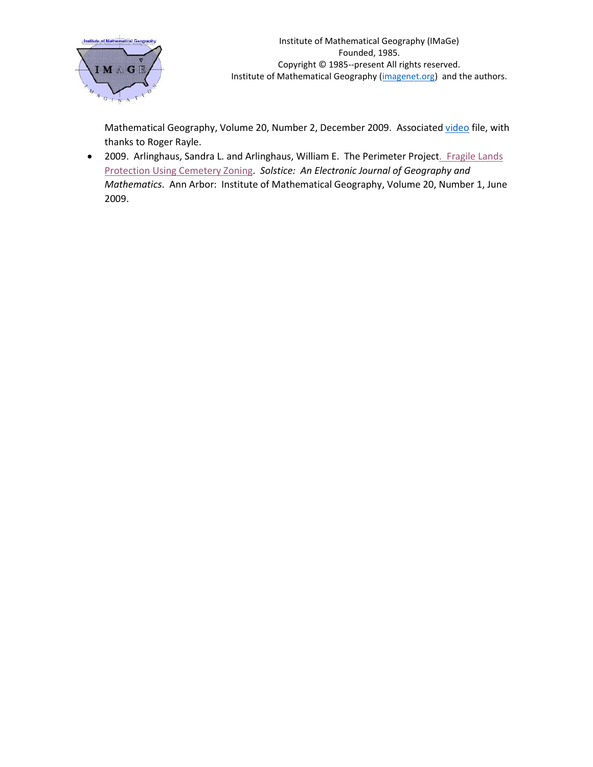Mathematical Geography, Volume 20, Number 2, December 2009. Associated video file, with thanks to Roger Rayle.

- 2009. Arlinghaus, Sandra L. and Arlinghaus, William E. The Perimeter Project. Fragile Lands Protection Using Cemetery Zoning. *Solstice: An Electronic Journal of Geography and Mathematics*. Ann Arbor: Institute of Mathematical Geography, Volume 20, Number 1, June 2009.